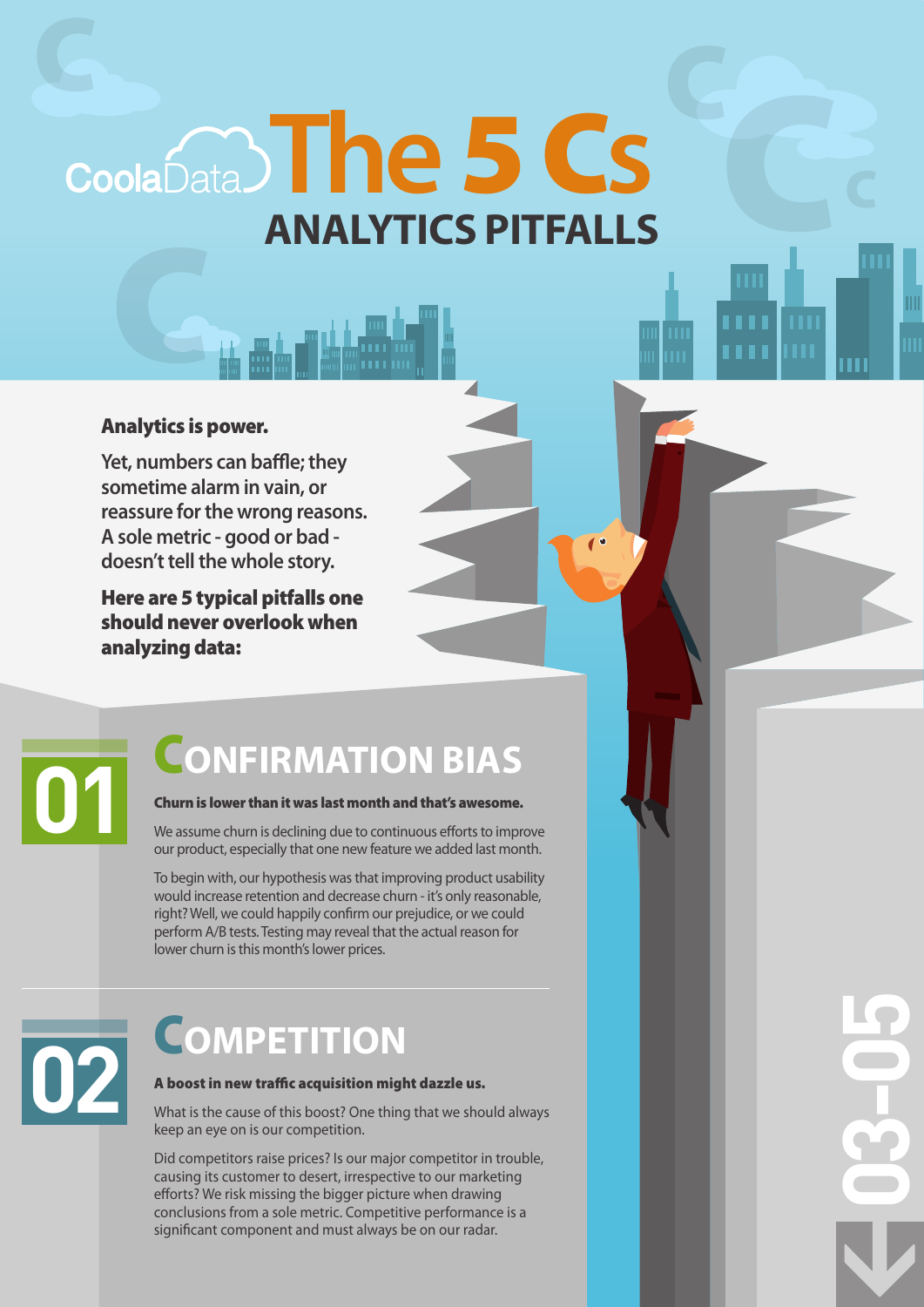# CoolaData The 5 Cs

## ANALYTICS PITFALLS

**Analytics is power.**

Yet, numbers can baffle; they sometime alarm in vain, or reassure for the wrong reasons. A sole metric - good or bad - doesn't tell the whole story.

**Here are 5 typical pitfalls one should never overlook when analyzing data:**

## 01 CONFIRMATION BIAS

**Churn is lower than it was last month and that's awesome.**

We assume churn is declining due to continuous efforts to improve our product, especially that one new feature we added last month.

To begin with, our hypothesis was that improving product usability would increase retention and decrease churn - it's only reasonable, right? Well, we could happily confirm our prejudice, or we could perform A/B tests. Testing may reveal that the actual reason for lower churn is this month's lower prices.

## 02 COMPETITION

**A boost in new traffic acquisition might dazzle us.**

What is the cause of this boost? One thing that we should always keep an eye on is our competition.

Did competitors raise prices? Is our major competitor in trouble, causing its customer to desert, irrespective to our marketing efforts? We risk missing the bigger picture when drawing conclusions from a sole metric. Competitive performance is a significant component and must always be on our radar.

03-05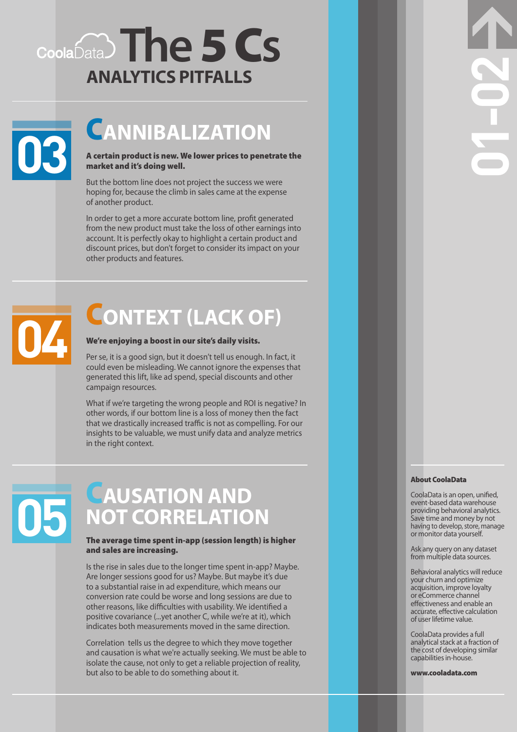CoolaData

# The 5 Cs

## ANALYTICS PITFALLS

## 03 CANNIBALIZATION

**A certain product is new. We lower prices to penetrate the market and it's doing well.**

But the bottom line does not project the success we were hoping for, because the climb in sales came at the expense of another product.

In order to get a more accurate bottom line, profit generated from the new product must take the loss of other earnings into account. It is perfectly okay to highlight a certain product and discount prices, but don't forget to consider its impact on your other products and features.

## 04 CONTEXT (LACK OF)

**We're enjoying a boost in our site's daily visits.**

Per se, it is a good sign, but it doesn't tell us enough. In fact, it could even be misleading. We cannot ignore the expenses that generated this lift, like ad spend, special discounts and other campaign resources.

What if we're targeting the wrong people and ROI is negative? In other words, if our bottom line is a loss of money then the fact that we drastically increased traffic is not as compelling. For our insights to be valuable, we must unify data and analyze metrics in the right context.

## 05 CAUSATION AND NOT CORRELATION

**The average time spent in-app (session length) is higher and sales are increasing.**

Is the rise in sales due to the longer time spent in-app? Maybe. Are longer sessions good for us? Maybe. But maybe it's due to a substantial raise in ad expenditure, which means our conversion rate could be worse and long sessions are due to other reasons, like difficulties with usability. We identified a positive covariance (...yet another C, while we're at it), which indicates both measurements moved in the same direction.

Correlation tells us the degree to which they move together and causation is what we're actually seeking. We must be able to isolate the cause, not only to get a reliable projection of reality, but also to be able to do something about it.

01-02

**About CoolaData**

CoolaData is an open, unified, event-based data warehouse providing behavioral analytics. Save time and money by not having to develop, store, manage or monitor data yourself.

Ask any query on any dataset from multiple data sources.

Behavioral analytics will reduce your churn and optimize acquisition, improve loyalty or eCommerce channel effectiveness and enable an accurate, effective calculation of user lifetime value.

CoolaData provides a full analytical stack at a fraction of the cost of developing similar capabilities in-house.

**www.cooladata.com**